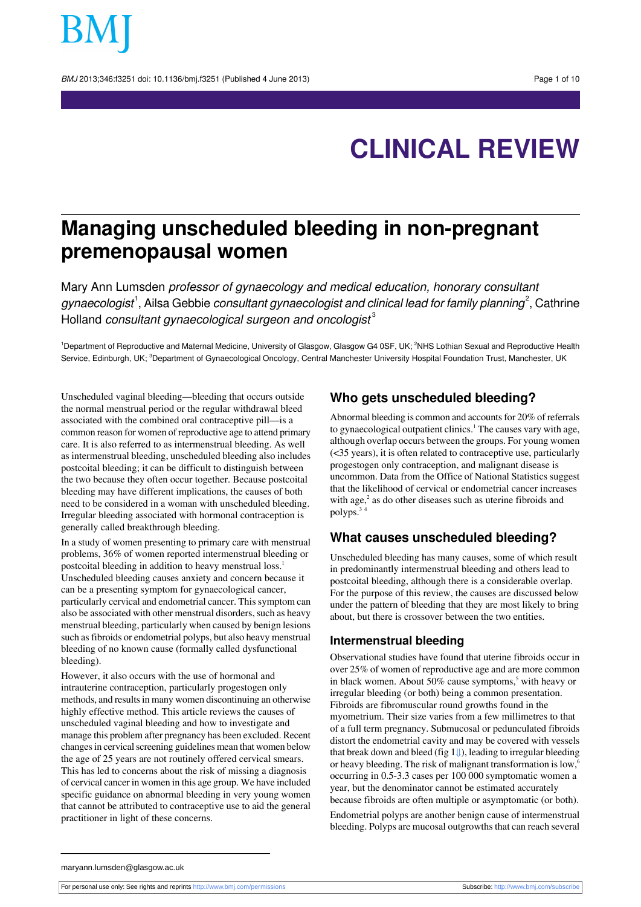# CLINICAL REVIEW

# Managing unscheduled bleeding in non-pregnant premenopausal women

Mary Ann Lumsden *professor of gynaecology and medical education, honorary consultant gynaecologist*[1], Ailsa Gebbie *consultant gynaecologist and clinical lead for family planning*[2], Cathrine Holland *consultant gynaecological surgeon and oncologist*[3]

[1]Department of Reproductive and Maternal Medicine, University of Glasgow, Glasgow G4 0SF, UK; [2]NHS Lothian Sexual and Reproductive Health Service, Edinburgh, UK; [3]Department of Gynaecological Oncology, Central Manchester University Hospital Foundation Trust, Manchester, UK

Unscheduled vaginal bleeding—bleeding that occurs outside the normal menstrual period or the regular withdrawal bleed associated with the combined oral contraceptive pill—is a common reason for women of reproductive age to attend primary care. It is also referred to as intermenstrual bleeding. As well as intermenstrual bleeding, unscheduled bleeding also includes postcoital bleeding; it can be difficult to distinguish between the two because they often occur together. Because postcoital bleeding may have different implications, the causes of both need to be considered in a woman with unscheduled bleeding. Irregular bleeding associated with hormonal contraception is generally called breakthrough bleeding.

In a study of women presenting to primary care with menstrual problems, 36% of women reported intermenstrual bleeding or postcoital bleeding in addition to heavy menstrual loss.[1] Unscheduled bleeding causes anxiety and concern because it can be a presenting symptom for gynaecological cancer, particularly cervical and endometrial cancer. This symptom can also be associated with other menstrual disorders, such as heavy menstrual bleeding, particularly when caused by benign lesions such as fibroids or endometrial polyps, but also heavy menstrual bleeding of no known cause (formally called dysfunctional bleeding).

However, it also occurs with the use of hormonal and intrauterine contraception, particularly progestogen only methods, and results in many women discontinuing an otherwise highly effective method. This article reviews the causes of unscheduled vaginal bleeding and how to investigate and manage this problem after pregnancy has been excluded. Recent changes in cervical screening guidelines mean that women below the age of 25 years are not routinely offered cervical smears. This has led to concerns about the risk of missing a diagnosis of cervical cancer in women in this age group. We have included specific guidance on abnormal bleeding in very young women that cannot be attributed to contraceptive use to aid the general practitioner in light of these concerns.

## Who gets unscheduled bleeding?

Abnormal bleeding is common and accounts for 20% of referrals to gynaecological outpatient clinics.[1] The causes vary with age, although overlap occurs between the groups. For young women (<35 years), it is often related to contraceptive use, particularly progestogen only contraception, and malignant disease is uncommon. Data from the Office of National Statistics suggest that the likelihood of cervical or endometrial cancer increases with age,[2] as do other diseases such as uterine fibroids and polyps.[3,4]

## What causes unscheduled bleeding?

Unscheduled bleeding has many causes, some of which result in predominantly intermenstrual bleeding and others lead to postcoital bleeding, although there is a considerable overlap. For the purpose of this review, the causes are discussed below under the pattern of bleeding that they are most likely to bring about, but there is crossover between the two entities.

### Intermenstrual bleeding

Observational studies have found that uterine fibroids occur in over 25% of women of reproductive age and are more common in black women. About 50% cause symptoms,[5] with heavy or irregular bleeding (or both) being a common presentation. Fibroids are fibromuscular round growths found in the myometrium. Their size varies from a few millimetres to that of a full term pregnancy. Submucosal or pedunculated fibroids distort the endometrial cavity and may be covered with vessels that break down and bleed (fig 1⇓), leading to irregular bleeding or heavy bleeding. The risk of malignant transformation is low,[6] occurring in 0.5-3.3 cases per 100 000 symptomatic women a year, but the denominator cannot be estimated accurately because fibroids are often multiple or asymptomatic (or both).

Endometrial polyps are another benign cause of intermenstrual bleeding. Polyps are mucosal outgrowths that can reach several

maryann.lumsden@glasgow.ac.uk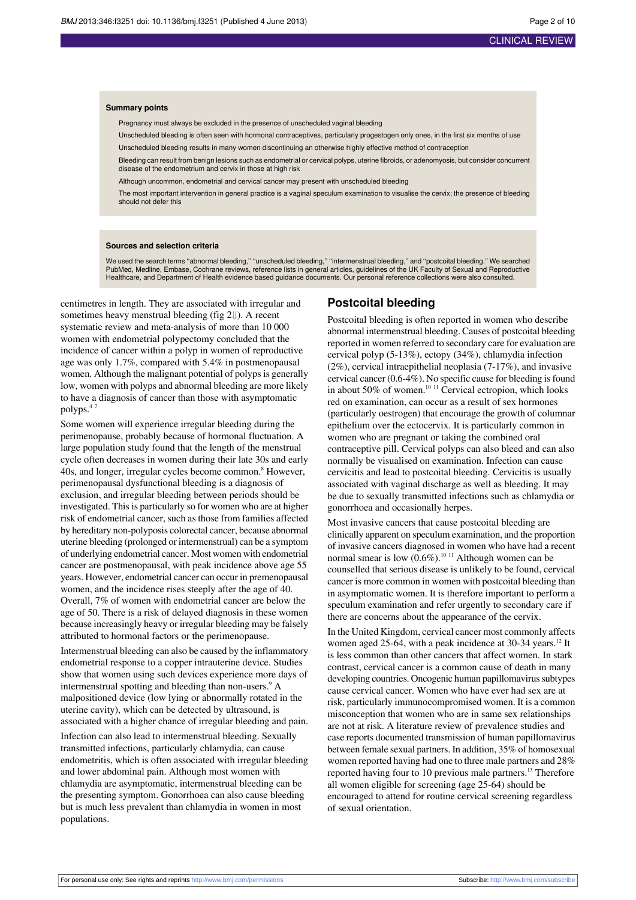**Summary points**

Pregnancy must always be excluded in the presence of unscheduled vaginal bleeding

Unscheduled bleeding is often seen with hormonal contraceptives, particularly progestogen only ones, in the first six months of use

Unscheduled bleeding results in many women discontinuing an otherwise highly effective method of contraception

Bleeding can result from benign lesions such as endometrial or cervical polyps, uterine fibroids, or adenomyosis, but consider concurrent disease of the endometrium and cervix in those at high risk

Although uncommon, endometrial and cervical cancer may present with unscheduled bleeding

The most important intervention in general practice is a vaginal speculum examination to visualise the cervix; the presence of bleeding should not defer this

**Sources and selection criteria**

We used the search terms "abnormal bleeding," "unscheduled bleeding," "intermenstrual bleeding," and "postcoital bleeding." We searched PubMed, Medline, Embase, Cochrane reviews, reference lists in general articles, guidelines of the UK Faculty of Sexual and Reproductive Healthcare, and Department of Health evidence based guidance documents. Our personal reference collections were also consulted.

centimetres in length. They are associated with irregular and sometimes heavy menstrual bleeding (fig 2⇓). A recent systematic review and meta-analysis of more than 10 000 women with endometrial polypectomy concluded that the incidence of cancer within a polyp in women of reproductive age was only 1.7%, compared with 5.4% in postmenopausal women. Although the malignant potential of polyps is generally low, women with polyps and abnormal bleeding are more likely to have a diagnosis of cancer than those with asymptomatic polyps.[4 7]

Some women will experience irregular bleeding during the perimenopause, probably because of hormonal fluctuation. A large population study found that the length of the menstrual cycle often decreases in women during their late 30s and early 40s, and longer, irregular cycles become common.[8] However, perimenopausal dysfunctional bleeding is a diagnosis of exclusion, and irregular bleeding between periods should be investigated. This is particularly so for women who are at higher risk of endometrial cancer, such as those from families affected by hereditary non-polyposis colorectal cancer, because abnormal uterine bleeding (prolonged or intermenstrual) can be a symptom of underlying endometrial cancer. Most women with endometrial cancer are postmenopausal, with peak incidence above age 55 years. However, endometrial cancer can occur in premenopausal women, and the incidence rises steeply after the age of 40. Overall, 7% of women with endometrial cancer are below the age of 50. There is a risk of delayed diagnosis in these women because increasingly heavy or irregular bleeding may be falsely attributed to hormonal factors or the perimenopause.

Intermenstrual bleeding can also be caused by the inflammatory endometrial response to a copper intrauterine device. Studies show that women using such devices experience more days of intermenstrual spotting and bleeding than non-users.[9] A malpositioned device (low lying or abnormally rotated in the uterine cavity), which can be detected by ultrasound, is associated with a higher chance of irregular bleeding and pain.

Infection can also lead to intermenstrual bleeding. Sexually transmitted infections, particularly chlamydia, can cause endometritis, which is often associated with irregular bleeding and lower abdominal pain. Although most women with chlamydia are asymptomatic, intermenstrual bleeding can be the presenting symptom. Gonorrhoea can also cause bleeding but is much less prevalent than chlamydia in women in most populations.

## Postcoital bleeding

Postcoital bleeding is often reported in women who describe abnormal intermenstrual bleeding. Causes of postcoital bleeding reported in women referred to secondary care for evaluation are cervical polyp (5-13%), ectopy (34%), chlamydia infection (2%), cervical intraepithelial neoplasia (7-17%), and invasive cervical cancer (0.6-4%). No specific cause for bleeding is found in about 50% of women.[10 11] Cervical ectropion, which looks red on examination, can occur as a result of sex hormones (particularly oestrogen) that encourage the growth of columnar epithelium over the ectocervix. It is particularly common in women who are pregnant or taking the combined oral contraceptive pill. Cervical polyps can also bleed and can also normally be visualised on examination. Infection can cause cervicitis and lead to postcoital bleeding. Cervicitis is usually associated with vaginal discharge as well as bleeding. It may be due to sexually transmitted infections such as chlamydia or gonorrhoea and occasionally herpes.

Most invasive cancers that cause postcoital bleeding are clinically apparent on speculum examination, and the proportion of invasive cancers diagnosed in women who have had a recent normal smear is low (0.6%).[10 11] Although women can be counselled that serious disease is unlikely to be found, cervical cancer is more common in women with postcoital bleeding than in asymptomatic women. It is therefore important to perform a speculum examination and refer urgently to secondary care if there are concerns about the appearance of the cervix.

In the United Kingdom, cervical cancer most commonly affects women aged 25-64, with a peak incidence at 30-34 years.[12] It is less common than other cancers that affect women. In stark contrast, cervical cancer is a common cause of death in many developing countries. Oncogenic human papillomavirus subtypes cause cervical cancer. Women who have ever had sex are at risk, particularly immunocompromised women. It is a common misconception that women who are in same sex relationships are not at risk. A literature review of prevalence studies and case reports documented transmission of human papillomavirus between female sexual partners. In addition, 35% of homosexual women reported having had one to three male partners and 28% reported having four to 10 previous male partners.[13] Therefore all women eligible for screening (age 25-64) should be encouraged to attend for routine cervical screening regardless of sexual orientation.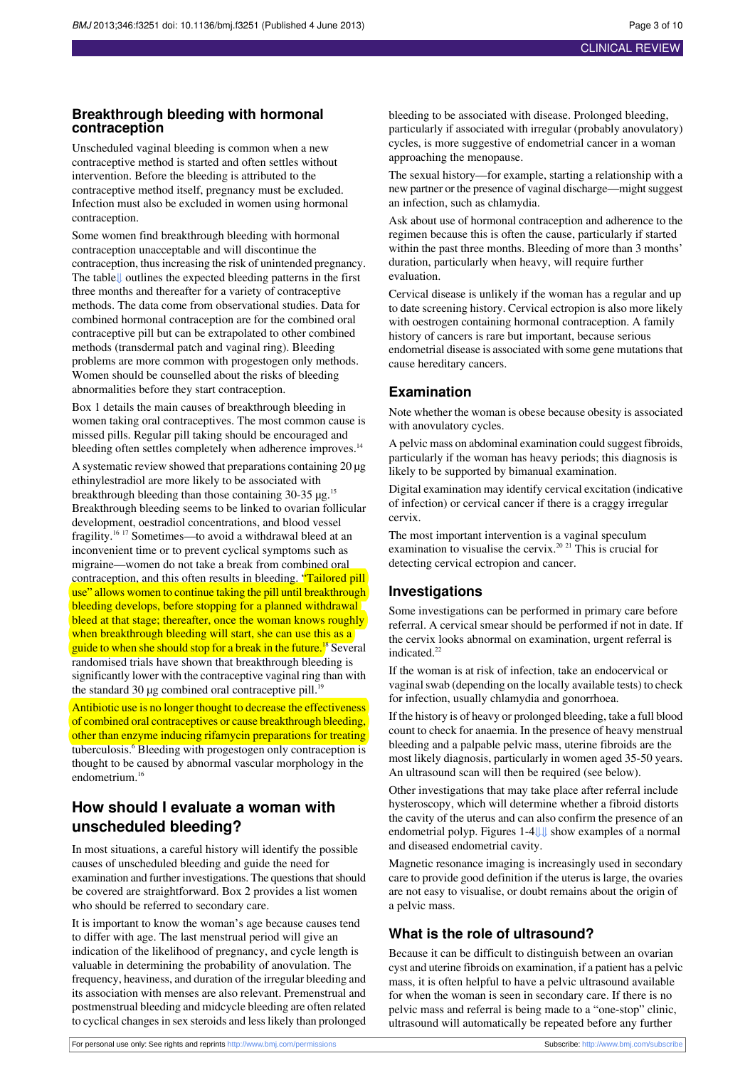## Breakthrough bleeding with hormonal contraception

Unscheduled vaginal bleeding is common when a new contraceptive method is started and often settles without intervention. Before the bleeding is attributed to the contraceptive method itself, pregnancy must be excluded. Infection must also be excluded in women using hormonal contraception.

Some women find breakthrough bleeding with hormonal contraception unacceptable and will discontinue the contraception, thus increasing the risk of unintended pregnancy. The table⇓ outlines the expected bleeding patterns in the first three months and thereafter for a variety of contraceptive methods. The data come from observational studies. Data for combined hormonal contraception are for the combined oral contraceptive pill but can be extrapolated to other combined methods (transdermal patch and vaginal ring). Bleeding problems are more common with progestogen only methods. Women should be counselled about the risks of bleeding abnormalities before they start contraception.

Box 1 details the main causes of breakthrough bleeding in women taking oral contraceptives. The most common cause is missed pills. Regular pill taking should be encouraged and bleeding often settles completely when adherence improves.[14]

A systematic review showed that preparations containing 20 µg ethinylestradiol are more likely to be associated with breakthrough bleeding than those containing 30-35 µg.[15] Breakthrough bleeding seems to be linked to ovarian follicular development, oestradiol concentrations, and blood vessel fragility.[16 17] Sometimes—to avoid a withdrawal bleed at an inconvenient time or to prevent cyclical symptoms such as migraine—women do not take a break from combined oral contraception, and this often results in bleeding. "Tailored pill use" allows women to continue taking the pill until breakthrough bleeding develops, before stopping for a planned withdrawal bleed at that stage; thereafter, once the woman knows roughly when breakthrough bleeding will start, she can use this as a guide to when she should stop for a break in the future.[18] Several randomised trials have shown that breakthrough bleeding is significantly lower with the contraceptive vaginal ring than with the standard 30 µg combined oral contraceptive pill.[19]

Antibiotic use is no longer thought to decrease the effectiveness of combined oral contraceptives or cause breakthrough bleeding, other than enzyme inducing rifamycin preparations for treating tuberculosis.[6] Bleeding with progestogen only contraception is thought to be caused by abnormal vascular morphology in the endometrium.[16]

## How should I evaluate a woman with unscheduled bleeding?

In most situations, a careful history will identify the possible causes of unscheduled bleeding and guide the need for examination and further investigations. The questions that should be covered are straightforward. Box 2 provides a list women who should be referred to secondary care.

It is important to know the woman's age because causes tend to differ with age. The last menstrual period will give an indication of the likelihood of pregnancy, and cycle length is valuable in determining the probability of anovulation. The frequency, heaviness, and duration of the irregular bleeding and its association with menses are also relevant. Premenstrual and postmenstrual bleeding and midcycle bleeding are often related to cyclical changes in sex steroids and less likely than prolonged bleeding to be associated with disease. Prolonged bleeding, particularly if associated with irregular (probably anovulatory) cycles, is more suggestive of endometrial cancer in a woman approaching the menopause.

The sexual history—for example, starting a relationship with a new partner or the presence of vaginal discharge—might suggest an infection, such as chlamydia.

Ask about use of hormonal contraception and adherence to the regimen because this is often the cause, particularly if started within the past three months. Bleeding of more than 3 months' duration, particularly when heavy, will require further evaluation.

Cervical disease is unlikely if the woman has a regular and up to date screening history. Cervical ectropion is also more likely with oestrogen containing hormonal contraception. A family history of cancers is rare but important, because serious endometrial disease is associated with some gene mutations that cause hereditary cancers.

### Examination

Note whether the woman is obese because obesity is associated with anovulatory cycles.

A pelvic mass on abdominal examination could suggest fibroids, particularly if the woman has heavy periods; this diagnosis is likely to be supported by bimanual examination.

Digital examination may identify cervical excitation (indicative of infection) or cervical cancer if there is a craggy irregular cervix.

The most important intervention is a vaginal speculum examination to visualise the cervix.[20 21] This is crucial for detecting cervical ectropion and cancer.

### Investigations

Some investigations can be performed in primary care before referral. A cervical smear should be performed if not in date. If the cervix looks abnormal on examination, urgent referral is indicated.[22]

If the woman is at risk of infection, take an endocervical or vaginal swab (depending on the locally available tests) to check for infection, usually chlamydia and gonorrhoea.

If the history is of heavy or prolonged bleeding, take a full blood count to check for anaemia. In the presence of heavy menstrual bleeding and a palpable pelvic mass, uterine fibroids are the most likely diagnosis, particularly in women aged 35-50 years. An ultrasound scan will then be required (see below).

Other investigations that may take place after referral include hysteroscopy, which will determine whether a fibroid distorts the cavity of the uterus and can also confirm the presence of an endometrial polyp. Figures 1-4⇓⇓ show examples of a normal and diseased endometrial cavity.

Magnetic resonance imaging is increasingly used in secondary care to provide good definition if the uterus is large, the ovaries are not easy to visualise, or doubt remains about the origin of a pelvic mass.

### What is the role of ultrasound?

Because it can be difficult to distinguish between an ovarian cyst and uterine fibroids on examination, if a patient has a pelvic mass, it is often helpful to have a pelvic ultrasound available for when the woman is seen in secondary care. If there is no pelvic mass and referral is being made to a "one-stop" clinic, ultrasound will automatically be repeated before any further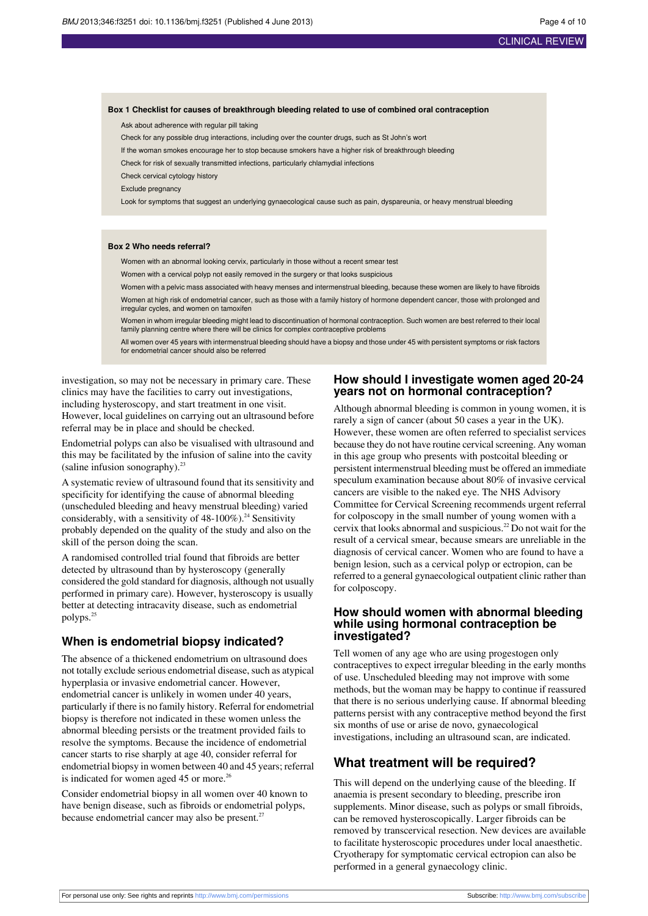**Box 1 Checklist for causes of breakthrough bleeding related to use of combined oral contraception**

- Ask about adherence with regular pill taking
- Check for any possible drug interactions, including over the counter drugs, such as St John's wort
- If the woman smokes encourage her to stop because smokers have a higher risk of breakthrough bleeding
- Check for risk of sexually transmitted infections, particularly chlamydial infections
- Check cervical cytology history
- Exclude pregnancy
- Look for symptoms that suggest an underlying gynaecological cause such as pain, dyspareunia, or heavy menstrual bleeding

**Box 2 Who needs referral?**

- Women with an abnormal looking cervix, particularly in those without a recent smear test
- Women with a cervical polyp not easily removed in the surgery or that looks suspicious
- Women with a pelvic mass associated with heavy menses and intermenstrual bleeding, because these women are likely to have fibroids
- Women at high risk of endometrial cancer, such as those with a family history of hormone dependent cancer, those with prolonged and irregular cycles, and women on tamoxifen
- Women in whom irregular bleeding might lead to discontinuation of hormonal contraception. Such women are best referred to their local family planning centre where there will be clinics for complex contraceptive problems
- All women over 45 years with intermenstrual bleeding should have a biopsy and those under 45 with persistent symptoms or risk factors for endometrial cancer should also be referred

investigation, so may not be necessary in primary care. These clinics may have the facilities to carry out investigations, including hysteroscopy, and start treatment in one visit. However, local guidelines on carrying out an ultrasound before referral may be in place and should be checked.

Endometrial polyps can also be visualised with ultrasound and this may be facilitated by the infusion of saline into the cavity (saline infusion sonography).[23]

A systematic review of ultrasound found that its sensitivity and specificity for identifying the cause of abnormal bleeding (unscheduled bleeding and heavy menstrual bleeding) varied considerably, with a sensitivity of 48-100%).[24] Sensitivity probably depended on the quality of the study and also on the skill of the person doing the scan.

A randomised controlled trial found that fibroids are better detected by ultrasound than by hysteroscopy (generally considered the gold standard for diagnosis, although not usually performed in primary care). However, hysteroscopy is usually better at detecting intracavity disease, such as endometrial polyps.[25]

## When is endometrial biopsy indicated?

The absence of a thickened endometrium on ultrasound does not totally exclude serious endometrial disease, such as atypical hyperplasia or invasive endometrial cancer. However, endometrial cancer is unlikely in women under 40 years, particularly if there is no family history. Referral for endometrial biopsy is therefore not indicated in these women unless the abnormal bleeding persists or the treatment provided fails to resolve the symptoms. Because the incidence of endometrial cancer starts to rise sharply at age 40, consider referral for endometrial biopsy in women between 40 and 45 years; referral is indicated for women aged 45 or more.[26]

Consider endometrial biopsy in all women over 40 known to have benign disease, such as fibroids or endometrial polyps, because endometrial cancer may also be present.[27]

## How should I investigate women aged 20-24 years not on hormonal contraception?

Although abnormal bleeding is common in young women, it is rarely a sign of cancer (about 50 cases a year in the UK). However, these women are often referred to specialist services because they do not have routine cervical screening. Any woman in this age group who presents with postcoital bleeding or persistent intermenstrual bleeding must be offered an immediate speculum examination because about 80% of invasive cervical cancers are visible to the naked eye. The NHS Advisory Committee for Cervical Screening recommends urgent referral for colposcopy in the small number of young women with a cervix that looks abnormal and suspicious.[22] Do not wait for the result of a cervical smear, because smears are unreliable in the diagnosis of cervical cancer. Women who are found to have a benign lesion, such as a cervical polyp or ectropion, can be referred to a general gynaecological outpatient clinic rather than for colposcopy.

## How should women with abnormal bleeding while using hormonal contraception be investigated?

Tell women of any age who are using progestogen only contraceptives to expect irregular bleeding in the early months of use. Unscheduled bleeding may not improve with some methods, but the woman may be happy to continue if reassured that there is no serious underlying cause. If abnormal bleeding patterns persist with any contraceptive method beyond the first six months of use or arise de novo, gynaecological investigations, including an ultrasound scan, are indicated.

## What treatment will be required?

This will depend on the underlying cause of the bleeding. If anaemia is present secondary to bleeding, prescribe iron supplements. Minor disease, such as polyps or small fibroids, can be removed hysteroscopically. Larger fibroids can be removed by transcervical resection. New devices are available to facilitate hysteroscopic procedures under local anaesthetic. Cryotherapy for symptomatic cervical ectropion can also be performed in a general gynaecology clinic.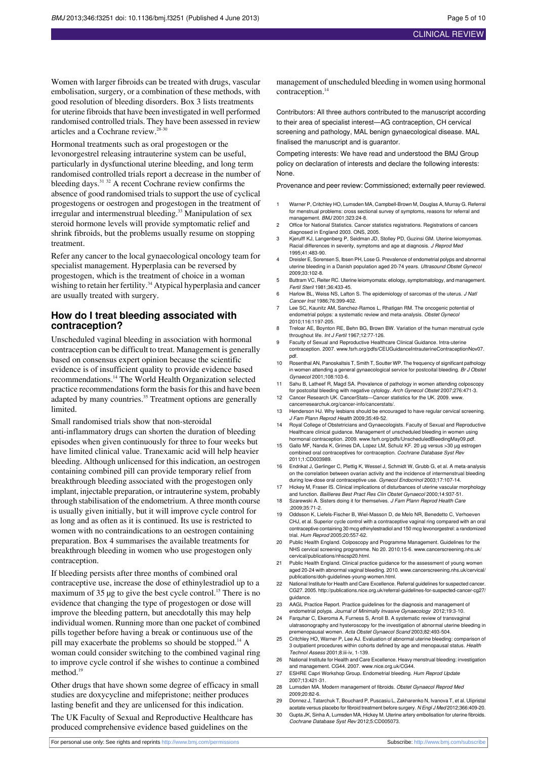Women with larger fibroids can be treated with drugs, vascular embolisation, surgery, or a combination of these methods, with good resolution of bleeding disorders. Box 3 lists treatments for uterine fibroids that have been investigated in well performed randomised controlled trials. They have been assessed in review articles and a Cochrane review.[28-30]

Hormonal treatments such as oral progestogen or the levonorgestrel releasing intrauterine system can be useful, particularly in dysfunctional uterine bleeding, and long term randomised controlled trials report a decrease in the number of bleeding days.[31 32] A recent Cochrane review confirms the absence of good randomised trials to support the use of cyclical progestogens or oestrogen and progestogen in the treatment of irregular and intermenstrual bleeding.[33] Manipulation of sex steroid hormone levels will provide symptomatic relief and shrink fibroids, but the problems usually resume on stopping treatment.

Refer any cancer to the local gynaecological oncology team for specialist management. Hyperplasia can be reversed by progestogen, which is the treatment of choice in a woman wishing to retain her fertility.[34] Atypical hyperplasia and cancer are usually treated with surgery.

## How do I treat bleeding associated with contraception?

Unscheduled vaginal bleeding in association with hormonal contraception can be difficult to treat. Management is generally based on consensus expert opinion because the scientific evidence is of insufficient quality to provide evidence based recommendations.[14] The World Health Organization selected practice recommendations form the basis for this and have been adapted by many countries.[35] Treatment options are generally limited.

Small randomised trials show that non-steroidal anti-inflammatory drugs can shorten the duration of bleeding episodes when given continuously for three to four weeks but have limited clinical value. Tranexamic acid will help heavier bleeding. Although unlicensed for this indication, an oestrogen containing combined pill can provide temporary relief from breakthrough bleeding associated with the progestogen only implant, injectable preparation, or intrauterine system, probably through stabilisation of the endometrium. A three month course is usually given initially, but it will improve cycle control for as long and as often as it is continued. Its use is restricted to women with no contraindications to an oestrogen containing preparation. Box 4 summarises the available treatments for breakthrough bleeding in women who use progestogen only contraception.

If bleeding persists after three months of combined oral contraceptive use, increase the dose of ethinylestradiol up to a maximum of 35 µg to give the best cycle control.[15] There is no evidence that changing the type of progestogen or dose will improve the bleeding pattern, but anecdotally this may help individual women. Running more than one packet of combined pills together before having a break or continuous use of the pill may exacerbate the problems so should be stopped.[14] A woman could consider switching to the combined vaginal ring to improve cycle control if she wishes to continue a combined method.[19]

Other drugs that have shown some degree of efficacy in small studies are doxycycline and mifepristone; neither produces lasting benefit and they are unlicensed for this indication.

The UK Faculty of Sexual and Reproductive Healthcare has produced comprehensive evidence based guidelines on the management of unscheduled bleeding in women using hormonal contraception.[14]

Contributors: All three authors contributed to the manuscript according to their area of specialist interest—AG contraception, CH cervical screening and pathology, MAL benign gynaecological disease. MAL finalised the manuscript and is guarantor.

Competing interests: We have read and understood the BMJ Group policy on declaration of interests and declare the following interests: None.

Provenance and peer review: Commissioned; externally peer reviewed.

1. Warner P, Critchley HO, Lumsden MA, Campbell-Brown M, Douglas A, Murray G. Referral for menstrual problems: cross sectional survey of symptoms, reasons for referral and management. *BMJ* 2001;323:24-8.
2. Office for National Statistics. Cancer statistics registrations. Registrations of cancers diagnosed in England 2003. ONS, 2005.
3. Kjerulff KJ, Langenberg P, Seidman JD, Stolley PD, Guzinsi GM. Uterine leiomyomas. Racial differences in severity, symptoms and age at diagnosis. *J Reprod Med* 1995;41:483-90.
4. Dreisler E, Sorensen S, Ibsen PH, Lose G. Prevalence of endometrial polyps and abnormal uterine bleeding in a Danish population aged 20-74 years. *Ultrasound Obstet Gynecol* 2009;33:102-8.
5. Buttram VC, Reiter RC. Uterine leiomyomata: etiology, symptomatology, and management. *Fertil Steril* 1981;36:433-45.
6. Harlow BL, Weiss NS, Lafton S. The epidemiology of sarcomas of the uterus. *J Natl Cancer Inst* 1986;76:399-402.
7. Lee SC, Kaunitz AM, Sanchez-Ramos L, Rhatigan RM. The oncogenic potential of endometrial polyps: a systematic review and meta-analysis. *Obstet Gynecol* 2010;116:1197-205.
8. Treloar AE, Boynton RE, Behn BG, Brown BW. Variation of the human menstrual cycle throughout life. *Int J Fertil* 1967;12:77-126.
9. Faculty of Sexual and Reproductive Healthcare Clinical Guidance. Intra-uterine contraception. 2007. www.fsrh.org/pdfs/CEUGuidanceIntrauterineContraceptionNov07.pdf.
10. Rosenthal AN, Panoskaltsis T, Smith T, Soutter WP. The frequency of significant pathology in women attending a general gynaecological service for postcoital bleeding. *Br J Obstet Gynaecol* 2001;108:103-6.
11. Sahu B, Latheef R, Magd SA. Prevalence of pathology in women attending colposcopy for postcoital bleeding with negative cytology. *Arch Gynecol Obstet* 2007;276:471-3.
12. Cancer Research UK. CancerStats—Cancer statistics for the UK. 2009. www.cancerresearchuk.org/cancer-info/cancerstats/.
13. Henderson HJ. Why lesbians should be encouraged to have regular cervical screening. *J Fam Plann Reprod Health* 2009;35:49-52.
14. Royal College of Obstetricians and Gynaecologists. Faculty of Sexual and Reproductive Healthcare clinical guidance. Management of unscheduled bleeding in women using hormonal contraception. 2009. www.fsrh.org/pdfs/UnscheduledBleedingMay09.pdf.
15. Gallo MF, Nanda K, Grimes DA, Lopez LM, Schulz KF. 20 µg versus >30 µg estrogen combined oral contraceptives for contraception. *Cochrane Database Syst Rev* 2011;1:CD003989.
16. Endrikat J, Gerlinger C, Plettig K, Wessel J, Schmidt W, Grubb G, et al. A meta-analysis on the correlation between ovarian activity and the incidence of intermenstrual bleeding during low-dose oral contraceptive use. *Gynecol Endocrinol* 2003;17:107-14.
17. Hickey M, Fraser IS. Clinical implications of disturbances of uterine vascular morphology and function. *Baillieres Best Pract Res Clin Obstet Gynaecol* 2000;14:937-51.
18. Szarewski A. Sisters doing it for themselves. *J Fam Plann Reprod Health Care* ;2009;35:71-2.
19. Oddsson K, Liefels-Fischer B, Wiel-Masson D, de Melo NR, Benedetto C, Verhoeven CHJ, et al. Superior cycle control with a contraceptive vaginal ring compared with an oral contraceptive containing 30 mcg ethinylestradiol and 150 mcg levonorgestrel: a randomized trial. *Hum Reprod* 2005;20:557-62.
20. Public Health England. Colposcopy and Programme Management. Guidelines for the NHS cervical screening programme. No 20. 2010:15-6. www.cancerscreening.nhs.uk/cervical/publications/nhscsp20.html.
21. Public Health England. Clinical practice guidance for the assessment of young women aged 20-24 with abnormal vaginal bleeding. 2010. www.cancerscreening.nhs.uk/cervical/publications/doh-guidelines-young-women.html.
22. National Institute for Health and Care Excellence. Referral guidelines for suspected cancer. CG27. 2005. http://publications.nice.org.uk/referral-guidelines-for-suspected-cancer-cg27/guidance.
23. AAGL Practice Report. Practice guidelines for the diagnosis and management of endometrial polyps. *Journal of Minimally Invasive Gynaecology* 2012;19:3-10.
24. Farquhar C, Ekeroma A, Furness S, Arroll B. A systematic review of transvaginal ulatrasonography and hysteroscopy for the investigation of abnormal uterine bleeding in premenopausal women. *Acta Obstet Gynaecol Scand* 2003;82:493-504.
25. Critchley HO, Warner P, Lee AJ. Evaluation of abnormal uterine bleeding: comparison of 3 outpatient procedures within cohorts defined by age and menopausal status. *Health Technol Assess* 2001;8:iii-iv, 1-139.
26. National Institute for Health and Care Excellence. Heavy menstrual bleeding: investigation and management. CG44. 2007. www.nice.org.uk/CG44.
27. ESHRE Capri Workshop Group. Endometrial bleeding. *Hum Reprod Update* 2007;13:421-31.
28. Lumsden MA. Modern management of fibroids. *Obstet Gynaecol Reprod Med* 2009;20:82-6.
29. Donnez J, Tatarchuk T, Bouchard P, Puscasiu L, Zakharenko N, Ivanova T, et al. Ulipristal acetate versus placebo for fibroid treatment before surgery. *N Engl J Med* 2012;366:409-20.
30. Gupta JK, Sinha A, Lumsden MA, Hickey M. Uterine artery embolisation for uterine fibroids. *Cochrane Database Syst Rev* 2012;5:CD005073.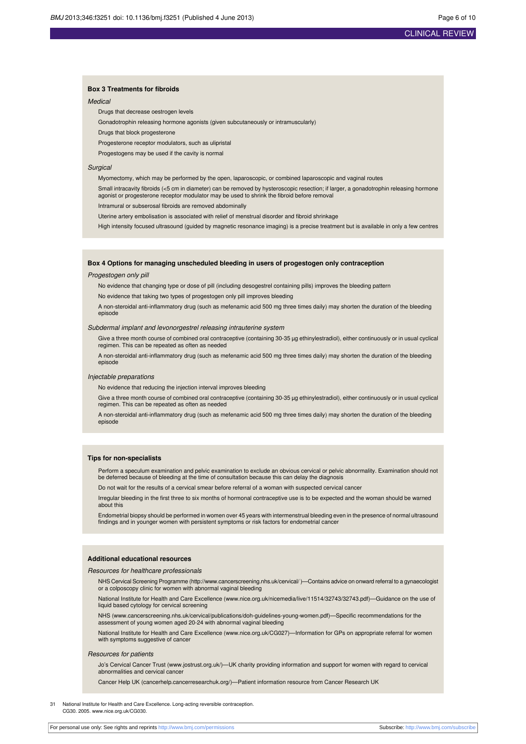### Box 3 Treatments for fibroids

*Medical*

Drugs that decrease oestrogen levels

Gonadotrophin releasing hormone agonists (given subcutaneously or intramuscularly)

Drugs that block progesterone

Progesterone receptor modulators, such as ulipristal

Progestogens may be used if the cavity is normal

*Surgical*

Myomectomy, which may be performed by the open, laparoscopic, or combined laparoscopic and vaginal routes

Small intracavity fibroids (<5 cm in diameter) can be removed by hysteroscopic resection; if larger, a gonadotrophin releasing hormone agonist or progesterone receptor modulator may be used to shrink the fibroid before removal

Intramural or subserosal fibroids are removed abdominally

Uterine artery embolisation is associated with relief of menstrual disorder and fibroid shrinkage

High intensity focused ultrasound (guided by magnetic resonance imaging) is a precise treatment but is available in only a few centres

### Box 4 Options for managing unscheduled bleeding in users of progestogen only contraception

*Progestogen only pill*

No evidence that changing type or dose of pill (including desogestrel containing pills) improves the bleeding pattern

No evidence that taking two types of progestogen only pill improves bleeding

A non-steroidal anti-inflammatory drug (such as mefenamic acid 500 mg three times daily) may shorten the duration of the bleeding episode

*Subdermal implant and levonorgestrel releasing intrauterine system*

Give a three month course of combined oral contraceptive (containing 30-35 µg ethinylestradiol), either continuously or in usual cyclical regimen. This can be repeated as often as needed

A non-steroidal anti-inflammatory drug (such as mefenamic acid 500 mg three times daily) may shorten the duration of the bleeding episode

*Injectable preparations*

No evidence that reducing the injection interval improves bleeding

Give a three month course of combined oral contraceptive (containing 30-35 µg ethinylestradiol), either continuously or in usual cyclical regimen. This can be repeated as often as needed

A non-steroidal anti-inflammatory drug (such as mefenamic acid 500 mg three times daily) may shorten the duration of the bleeding episode

### Tips for non-specialists

Perform a speculum examination and pelvic examination to exclude an obvious cervical or pelvic abnormality. Examination should not be deferred because of bleeding at the time of consultation because this can delay the diagnosis

Do not wait for the results of a cervical smear before referral of a woman with suspected cervical cancer

Irregular bleeding in the first three to six months of hormonal contraceptive use is to be expected and the woman should be warned about this

Endometrial biopsy should be performed in women over 45 years with intermenstrual bleeding even in the presence of normal ultrasound findings and in younger women with persistent symptoms or risk factors for endometrial cancer

### Additional educational resources

*Resources for healthcare professionals*

NHS Cervical Screening Programme (http://www.cancerscreening.nhs.uk/cervical/ )—Contains advice on onward referral to a gynaecologist or a colposcopy clinic for women with abnormal vaginal bleeding

National Institute for Health and Care Excellence (www.nice.org.uk/nicemedia/live/11514/32743/32743.pdf)—Guidance on the use of liquid based cytology for cervical screening

NHS (www.cancerscreening.nhs.uk/cervical/publications/doh-guidelines-young-women.pdf)—Specific recommendations for the assessment of young women aged 20-24 with abnormal vaginal bleeding

National Institute for Health and Care Excellence (www.nice.org.uk/CG027)—Information for GPs on appropriate referral for women with symptoms suggestive of cancer

*Resources for patients*

Jo's Cervical Cancer Trust (www.jostrust.org.uk/)—UK charity providing information and support for women with regard to cervical abnormalities and cervical cancer

Cancer Help UK (cancerhelp.cancerresearchuk.org/)—Patient information resource from Cancer Research UK

31 National Institute for Health and Care Excellence. Long-acting reversible contraception. CG30. 2005. www.nice.org.uk/CG030.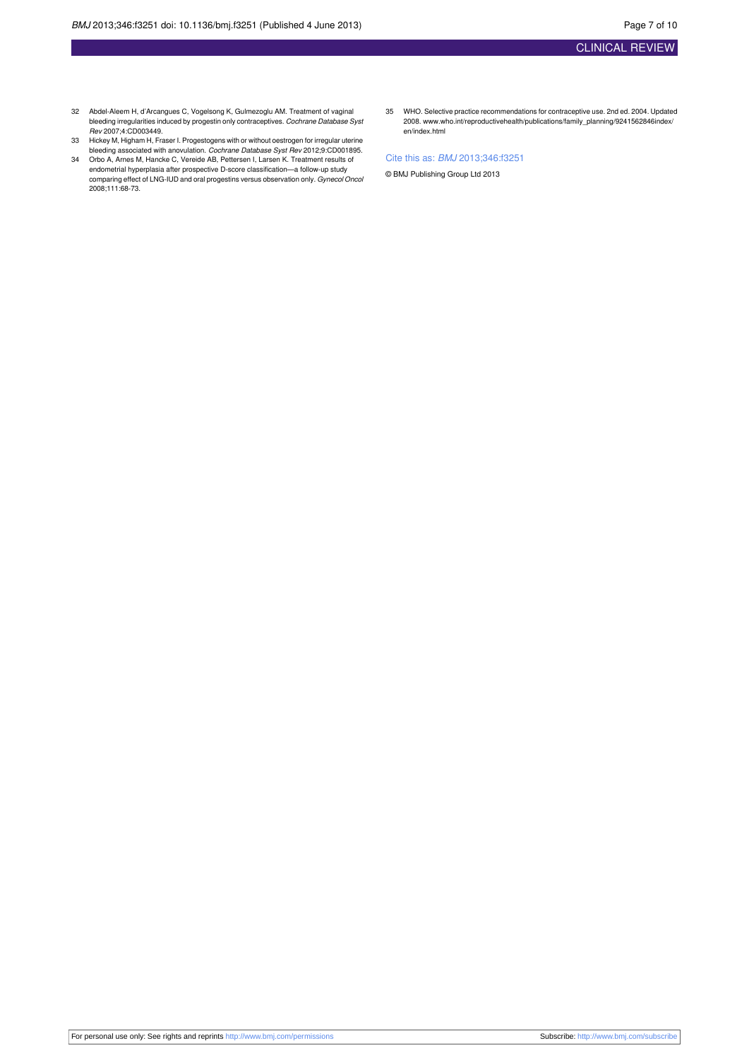32 Abdel-Aleem H, d'Arcangues C, Vogelsong K, Gulmezoglu AM. Treatment of vaginal bleeding irregularities induced by progestin only contraceptives. *Cochrane Database Syst Rev* 2007;4:CD003449.

33 Hickey M, Higham H, Fraser I. Progestogens with or without oestrogen for irregular uterine bleeding associated with anovulation. *Cochrane Database Syst Rev* 2012;9:CD001895.

34 Orbo A, Arnes M, Hancke C, Vereide AB, Pettersen I, Larsen K. Treatment results of endometrial hyperplasia after prospective D-score classification—a follow-up study comparing effect of LNG-IUD and oral progestins versus observation only. *Gynecol Oncol* 2008;111:68-73.

35 WHO. Selective practice recommendations for contraceptive use. 2nd ed. 2004. Updated 2008. www.who.int/reproductivehealth/publications/family_planning/9241562846index/en/index.html

Cite this as: *BMJ* 2013;346:f3251

© BMJ Publishing Group Ltd 2013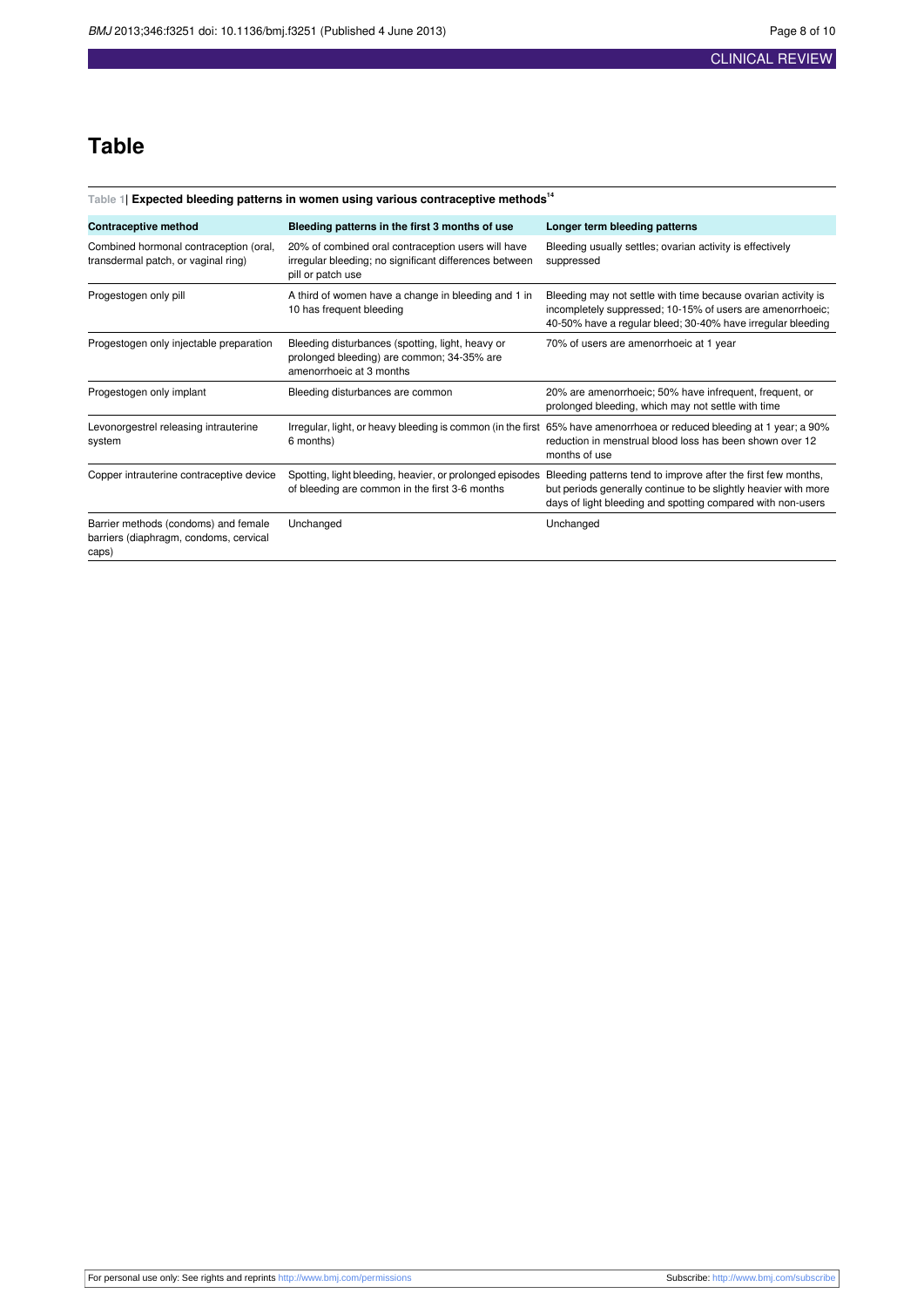# Table

**Table 1| Expected bleeding patterns in women using various contraceptive methods[14]**

| Contraceptive method | Bleeding patterns in the first 3 months of use | Longer term bleeding patterns |
|---|---|---|
| Combined hormonal contraception (oral, transdermal patch, or vaginal ring) | 20% of combined oral contraception users will have irregular bleeding; no significant differences between pill or patch use | Bleeding usually settles; ovarian activity is effectively suppressed |
| Progestogen only pill | A third of women have a change in bleeding and 1 in 10 has frequent bleeding | Bleeding may not settle with time because ovarian activity is incompletely suppressed; 10-15% of users are amenorrhoeic; 40-50% have a regular bleed; 30-40% have irregular bleeding |
| Progestogen only injectable preparation | Bleeding disturbances (spotting, light, heavy or prolonged bleeding) are common; 34-35% are amenorrhoeic at 3 months | 70% of users are amenorrhoeic at 1 year |
| Progestogen only implant | Bleeding disturbances are common | 20% are amenorrhoeic; 50% have infrequent, frequent, or prolonged bleeding, which may not settle with time |
| Levonorgestrel releasing intrauterine system | Irregular, light, or heavy bleeding is common (in the first 6 months) | 65% have amenorrhoea or reduced bleeding at 1 year; a 90% reduction in menstrual blood loss has been shown over 12 months of use |
| Copper intrauterine contraceptive device | Spotting, light bleeding, heavier, or prolonged episodes of bleeding are common in the first 3-6 months | Bleeding patterns tend to improve after the first few months, but periods generally continue to be slightly heavier with more days of light bleeding and spotting compared with non-users |
| Barrier methods (condoms) and female barriers (diaphragm, condoms, cervical caps) | Unchanged | Unchanged |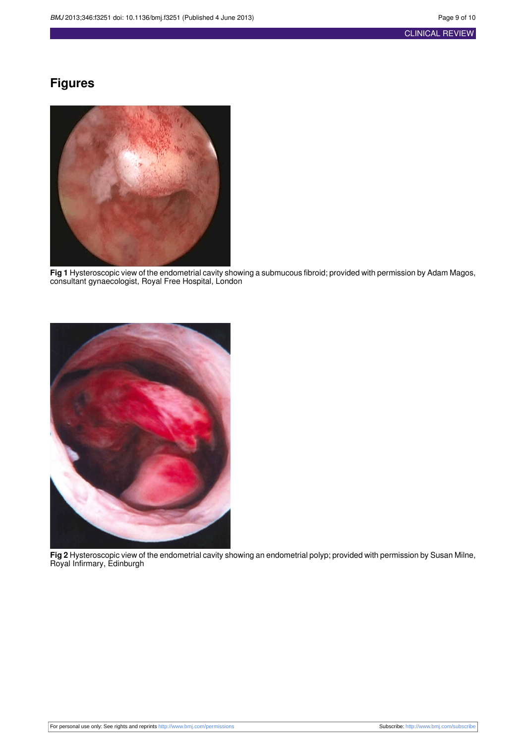## Figures

**Fig 1** Hysteroscopic view of the endometrial cavity showing a submucous fibroid; provided with permission by Adam Magos, consultant gynaecologist, Royal Free Hospital, London

**Fig 2** Hysteroscopic view of the endometrial cavity showing an endometrial polyp; provided with permission by Susan Milne, Royal Infirmary, Edinburgh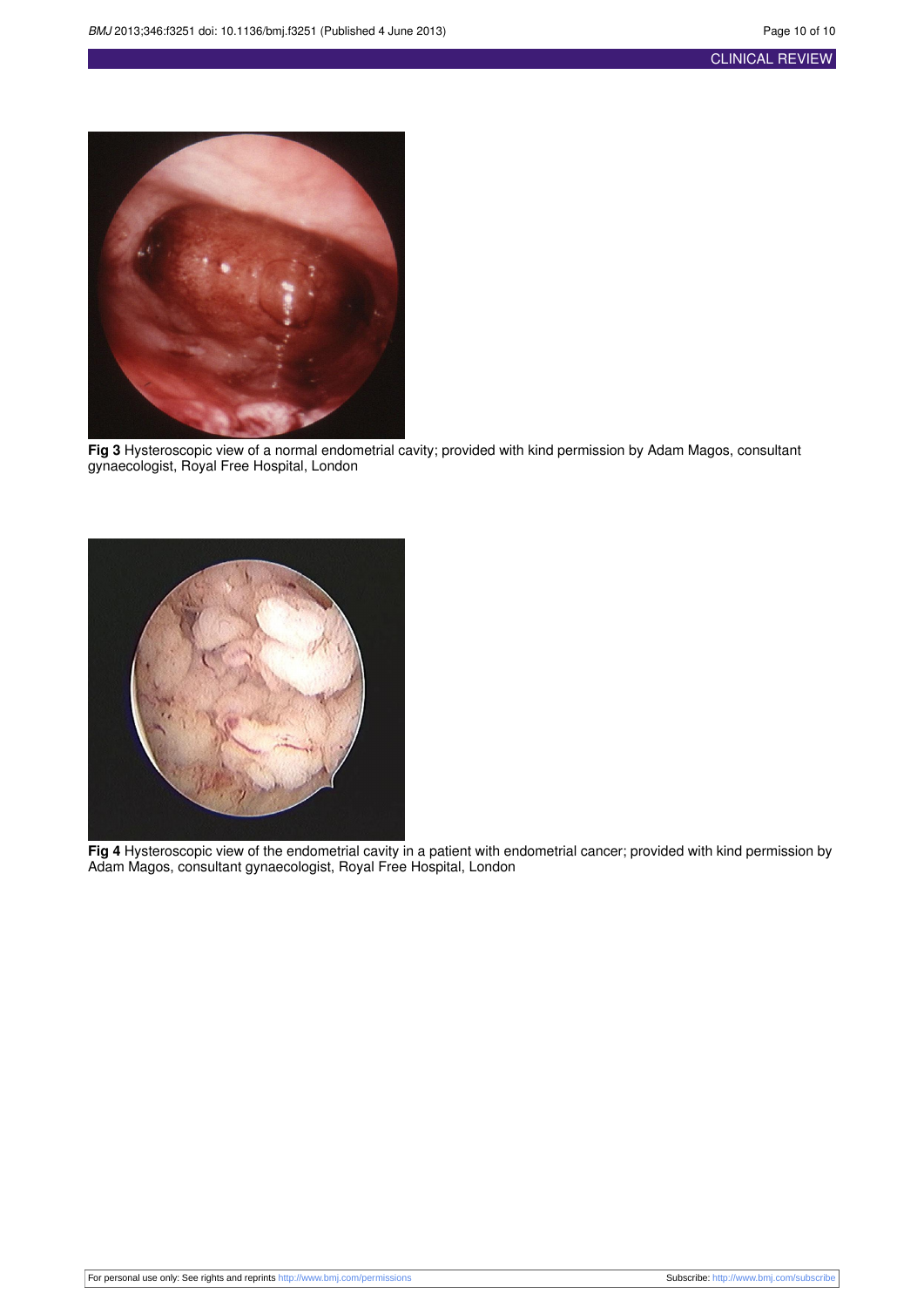**Fig 3** Hysteroscopic view of a normal endometrial cavity; provided with kind permission by Adam Magos, consultant gynaecologist, Royal Free Hospital, London

**Fig 4** Hysteroscopic view of the endometrial cavity in a patient with endometrial cancer; provided with kind permission by Adam Magos, consultant gynaecologist, Royal Free Hospital, London